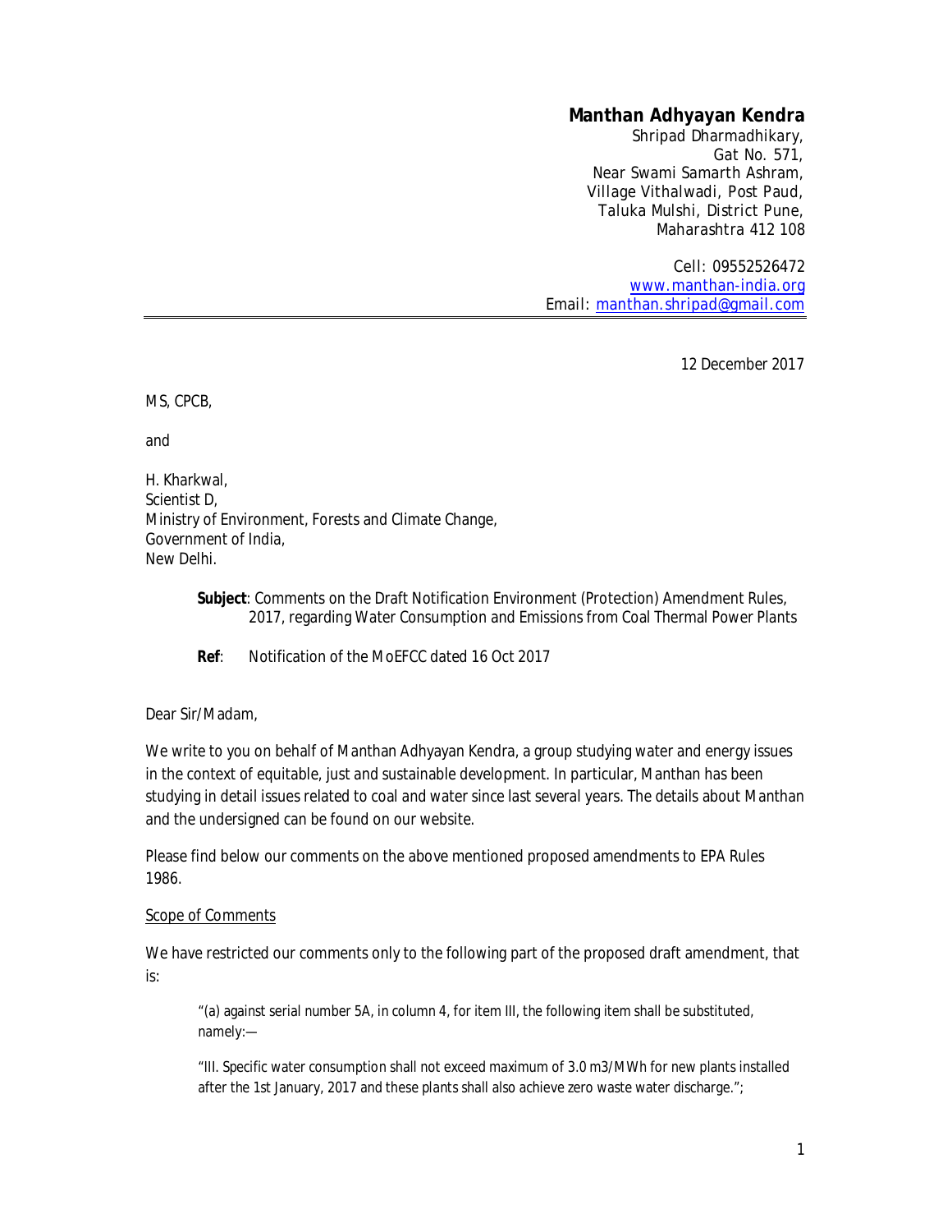**Manthan Adhyayan Kendra**
Shripad Dharmadhikary,
Gat No. 571,
Near Swami Samarth Ashram,
Village Vithalwadi, Post Paud,
Taluka Mulshi, District Pune,
Maharashtra 412 108

Cell: 09552526472
www.manthan-india.org
Email: manthan.shripad@gmail.com

---

12 December 2017

MS, CPCB,

and

H. Kharkwal,
Scientist D,
Ministry of Environment, Forests and Climate Change,
Government of India,
New Delhi.

> **Subject**: Comments on the Draft Notification Environment (Protection) Amendment Rules, 2017, regarding Water Consumption and Emissions from Coal Thermal Power Plants
>
> **Ref**: Notification of the MoEFCC dated 16 Oct 2017

Dear Sir/Madam,

We write to you on behalf of Manthan Adhyayan Kendra, a group studying water and energy issues in the context of equitable, just and sustainable development. In particular, Manthan has been studying in detail issues related to coal and water since last several years. The details about Manthan and the undersigned can be found on our website.

Please find below our comments on the above mentioned proposed amendments to EPA Rules 1986.

Scope of Comments

We have restricted our comments only to the following part of the proposed draft amendment, that is:

> "(a) against serial number 5A, in column 4, for item III, the following item shall be substituted, namely:—
>
> "III. Specific water consumption shall not exceed maximum of 3.0 m3/MWh for new plants installed after the 1st January, 2017 and these plants shall also achieve zero waste water discharge.";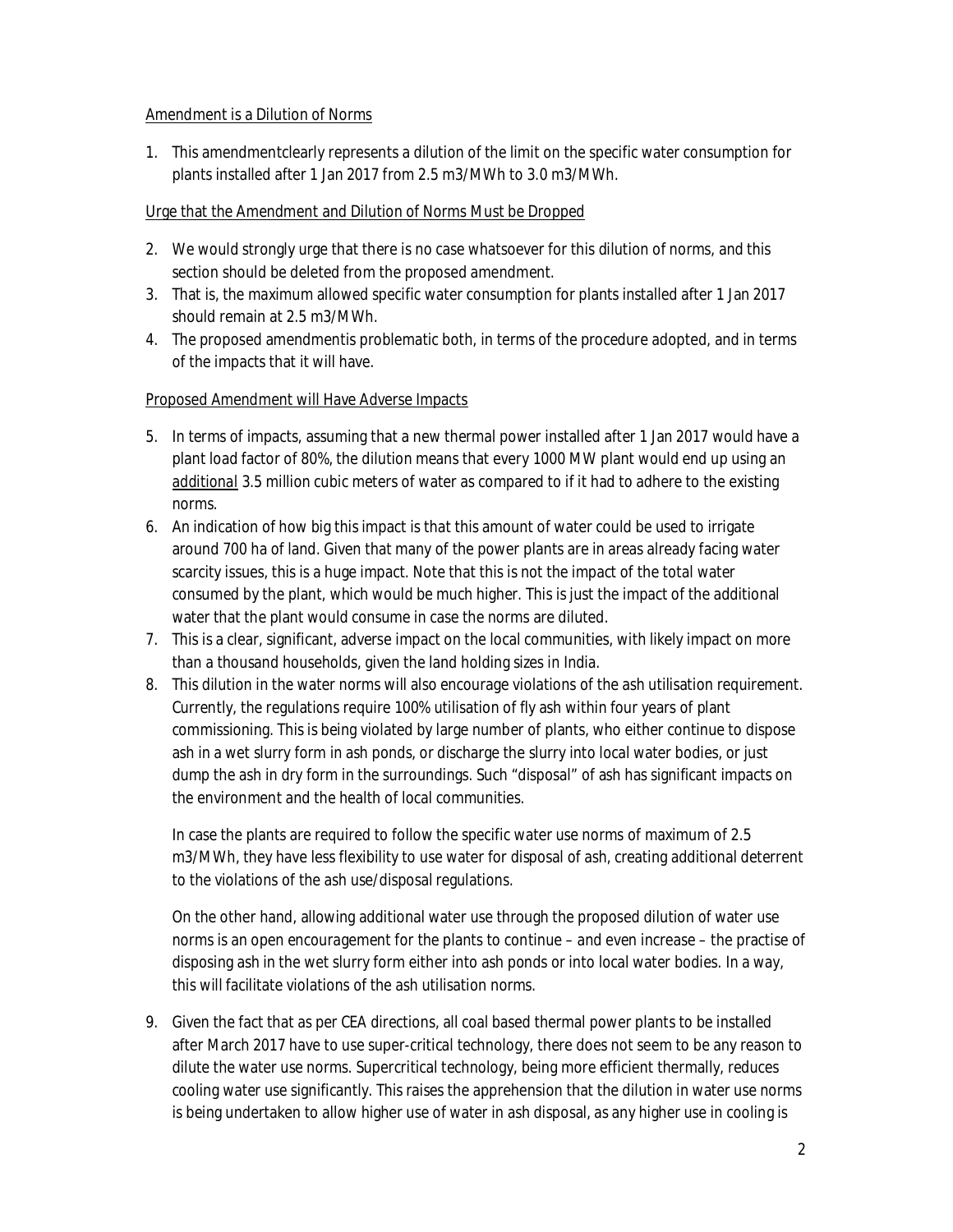Amendment is a Dilution of Norms

1. This amendmentclearly represents a dilution of the limit on the specific water consumption for plants installed after 1 Jan 2017 from 2.5 m3/MWh to 3.0 m3/MWh.

Urge that the Amendment and Dilution of Norms Must be Dropped

2. We would strongly urge that there is no case whatsoever for this dilution of norms, and this section should be deleted from the proposed amendment.
3. That is, the maximum allowed specific water consumption for plants installed after 1 Jan 2017 should remain at 2.5 m3/MWh.
4. The proposed amendmentis problematic both, in terms of the procedure adopted, and in terms of the impacts that it will have.

Proposed Amendment will Have Adverse Impacts

5. In terms of impacts, assuming that a new thermal power installed after 1 Jan 2017 would have a plant load factor of 80%, the dilution means that every 1000 MW plant would end up using an additional 3.5 million cubic meters of water as compared to if it had to adhere to the existing norms.
6. An indication of how big this impact is that this amount of water could be used to irrigate around 700 ha of land. Given that many of the power plants are in areas already facing water scarcity issues, this is a huge impact. Note that this is not the impact of the total water consumed by the plant, which would be much higher. This is just the impact of the additional water that the plant would consume in case the norms are diluted.
7. This is a clear, significant, adverse impact on the local communities, with likely impact on more than a thousand households, given the land holding sizes in India.
8. This dilution in the water norms will also encourage violations of the ash utilisation requirement. Currently, the regulations require 100% utilisation of fly ash within four years of plant commissioning. This is being violated by large number of plants, who either continue to dispose ash in a wet slurry form in ash ponds, or discharge the slurry into local water bodies, or just dump the ash in dry form in the surroundings. Such "disposal" of ash has significant impacts on the environment and the health of local communities.

   In case the plants are required to follow the specific water use norms of maximum of 2.5 m3/MWh, they have less flexibility to use water for disposal of ash, creating additional deterrent to the violations of the ash use/disposal regulations.

   On the other hand, allowing additional water use through the proposed dilution of water use norms is an open encouragement for the plants to continue – and even increase – the practise of disposing ash in the wet slurry form either into ash ponds or into local water bodies. In a way, this will facilitate violations of the ash utilisation norms.

9. Given the fact that as per CEA directions, all coal based thermal power plants to be installed after March 2017 have to use super-critical technology, there does not seem to be any reason to dilute the water use norms. Supercritical technology, being more efficient thermally, reduces cooling water use significantly. This raises the apprehension that the dilution in water use norms is being undertaken to allow higher use of water in ash disposal, as any higher use in cooling is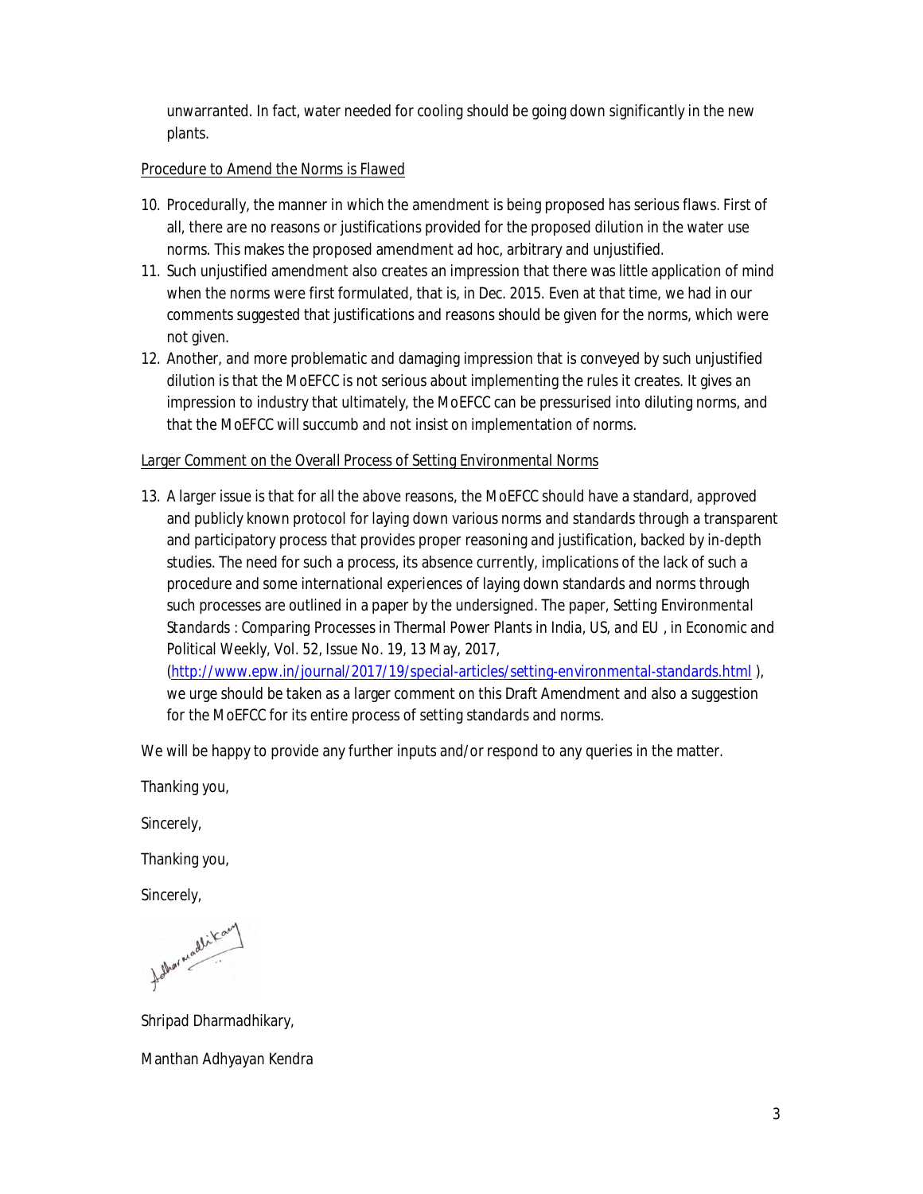unwarranted. In fact, water needed for cooling should be going down significantly in the new plants.

Procedure to Amend the Norms is Flawed

10. Procedurally, the manner in which the amendment is being proposed has serious flaws. First of all, there are no reasons or justifications provided for the proposed dilution in the water use norms. This makes the proposed amendment ad hoc, arbitrary and unjustified.
11. Such unjustified amendment also creates an impression that there was little application of mind when the norms were first formulated, that is, in Dec. 2015. Even at that time, we had in our comments suggested that justifications and reasons should be given for the norms, which were not given.
12. Another, and more problematic and damaging impression that is conveyed by such unjustified dilution is that the MoEFCC is not serious about implementing the rules it creates. It gives an impression to industry that ultimately, the MoEFCC can be pressurised into diluting norms, and that the MoEFCC will succumb and not insist on implementation of norms.

Larger Comment on the Overall Process of Setting Environmental Norms

13. A larger issue is that for all the above reasons, the MoEFCC should have a standard, approved and publicly known protocol for laying down various norms and standards through a transparent and participatory process that provides proper reasoning and justification, backed by in-depth studies. The need for such a process, its absence currently, implications of the lack of such a procedure and some international experiences of laying down standards and norms through such processes are outlined in a paper by the undersigned. The paper, *Setting Environmental Standards : Comparing Processes in Thermal Power Plants in India, US, and EU* , in Economic and Political Weekly, Vol. 52, Issue No. 19, 13 May, 2017, (http://www.epw.in/journal/2017/19/special-articles/setting-environmental-standards.html ), we urge should be taken as a larger comment on this Draft Amendment and also a suggestion for the MoEFCC for its entire process of setting standards and norms.

We will be happy to provide any further inputs and/or respond to any queries in the matter.

Thanking you,

Sincerely,

Thanking you,

Sincerely,

Shripad Dharmadhikary,

Manthan Adhyayan Kendra